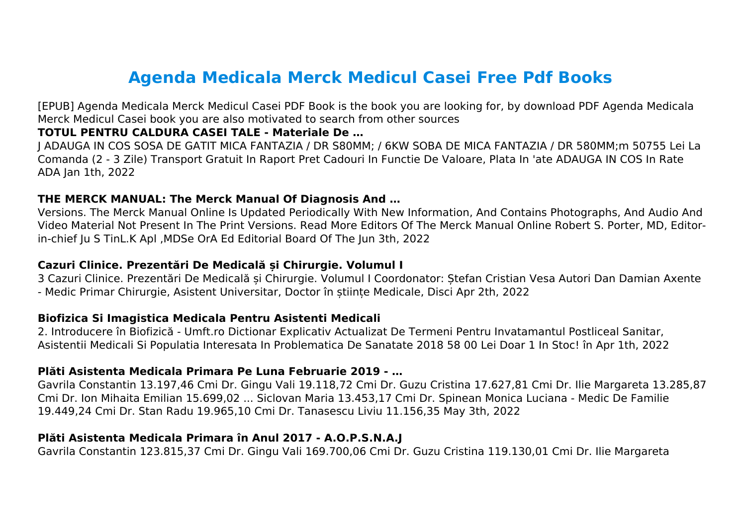# Agenda Medicala Merck Medicul Casei Free Pdf Books

[EPUB] Agenda Medicala Merck Medicul Casei PDF Book is the book you are looking for, by download PDF Agenda Medicala Merck Medicul Casei book you are also motivated to search from other sources

**TOTUL PENTRU CALDURA CASEI TALE - Materiale De …**

J ADAUGA IN COS SOSA DE GATIT MICA FANTAZIA / DR S80MM; / 6KW SOBA DE MICA FANTAZIA / DR 580MM;m 50755 Lei La Comanda (2 - 3 Zile) Transport Gratuit In Raport Pret Cadouri In Functie De Valoare, Plata In 'ate ADAUGA IN COS In Rate ADA Jan 1th, 2022

**THE MERCK MANUAL: The Merck Manual Of Diagnosis And …**

Versions. The Merck Manual Online Is Updated Periodically With New Information, And Contains Photographs, And Audio And Video Material Not Present In The Print Versions. Read More Editors Of The Merck Manual Online Robert S. Porter, MD, Editor-in-chief Ju S TinL.K Apl ,MDSe OrA Ed Editorial Board Of The Jun 3th, 2022

**Cazuri Clinice. Prezentări De Medicală și Chirurgie. Volumul I**

3 Cazuri Clinice. Prezentări De Medicală și Chirurgie. Volumul I Coordonator: Ștefan Cristian Vesa Autori Dan Damian Axente - Medic Primar Chirurgie, Asistent Universitar, Doctor în științe Medicale, Disci Apr 2th, 2022

**Biofizica Si Imagistica Medicala Pentru Asistenti Medicali**

2. Introducere în Biofizică - Umft.ro Dictionar Explicativ Actualizat De Termeni Pentru Invatamantul Postliceal Sanitar, Asistentii Medicali Si Populatia Interesata In Problematica De Sanatate 2018 58 00 Lei Doar 1 In Stoc! în Apr 1th, 2022

**Plăti Asistenta Medicala Primara Pe Luna Februarie 2019 - …**

Gavrila Constantin 13.197,46 Cmi Dr. Gingu Vali 19.118,72 Cmi Dr. Guzu Cristina 17.627,81 Cmi Dr. Ilie Margareta 13.285,87 Cmi Dr. Ion Mihaita Emilian 15.699,02 ... Siclovan Maria 13.453,17 Cmi Dr. Spinean Monica Luciana - Medic De Familie 19.449,24 Cmi Dr. Stan Radu 19.965,10 Cmi Dr. Tanasescu Liviu 11.156,35 May 3th, 2022

**Plăti Asistenta Medicala Primara în Anul 2017 - A.O.P.S.N.A.J**

Gavrila Constantin 123.815,37 Cmi Dr. Gingu Vali 169.700,06 Cmi Dr. Guzu Cristina 119.130,01 Cmi Dr. Ilie Margareta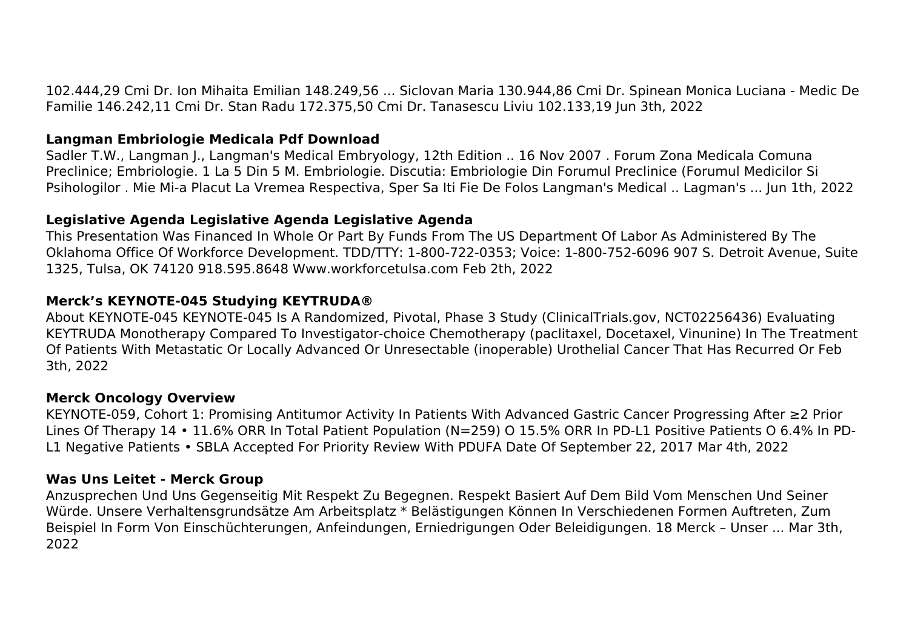102.444,29 Cmi Dr. Ion Mihaita Emilian 148.249,56 ... Siclovan Maria 130.944,86 Cmi Dr. Spinean Monica Luciana - Medic De Familie 146.242,11 Cmi Dr. Stan Radu 172.375,50 Cmi Dr. Tanasescu Liviu 102.133,19 Jun 3th, 2022

### Langman Embriologie Medicala Pdf Download

Sadler T.W., Langman J., Langman's Medical Embryology, 12th Edition .. 16 Nov 2007 . Forum Zona Medicala Comuna Preclinice; Embriologie. 1 La 5 Din 5 M. Embriologie. Discutia: Embriologie Din Forumul Preclinice (Forumul Medicilor Si Psihologilor . Mie Mi-a Placut La Vremea Respectiva, Sper Sa Iti Fie De Folos Langman's Medical .. Lagman's ... Jun 1th, 2022

### Legislative Agenda Legislative Agenda Legislative Agenda

This Presentation Was Financed In Whole Or Part By Funds From The US Department Of Labor As Administered By The Oklahoma Office Of Workforce Development. TDD/TTY: 1-800-722-0353; Voice: 1-800-752-6096 907 S. Detroit Avenue, Suite 1325, Tulsa, OK 74120 918.595.8648 Www.workforcetulsa.com Feb 2th, 2022

### Merck's KEYNOTE-045 Studying KEYTRUDA®

About KEYNOTE-045 KEYNOTE-045 Is A Randomized, Pivotal, Phase 3 Study (ClinicalTrials.gov, NCT02256436) Evaluating KEYTRUDA Monotherapy Compared To Investigator-choice Chemotherapy (paclitaxel, Docetaxel, Vinunine) In The Treatment Of Patients With Metastatic Or Locally Advanced Or Unresectable (inoperable) Urothelial Cancer That Has Recurred Or Feb 3th, 2022

### Merck Oncology Overview

KEYNOTE-059, Cohort 1: Promising Antitumor Activity In Patients With Advanced Gastric Cancer Progressing After ≥2 Prior Lines Of Therapy 14 • 11.6% ORR In Total Patient Population (N=259) O 15.5% ORR In PD-L1 Positive Patients O 6.4% In PD-L1 Negative Patients • SBLA Accepted For Priority Review With PDUFA Date Of September 22, 2017 Mar 4th, 2022

### Was Uns Leitet - Merck Group

Anzusprechen Und Uns Gegenseitig Mit Respekt Zu Begegnen. Respekt Basiert Auf Dem Bild Vom Menschen Und Seiner Würde. Unsere Verhaltensgrundsätze Am Arbeitsplatz * Belästigungen Können In Verschiedenen Formen Auftreten, Zum Beispiel In Form Von Einschüchterungen, Anfeindungen, Erniedrigungen Oder Beleidigungen. 18 Merck – Unser ... Mar 3th, 2022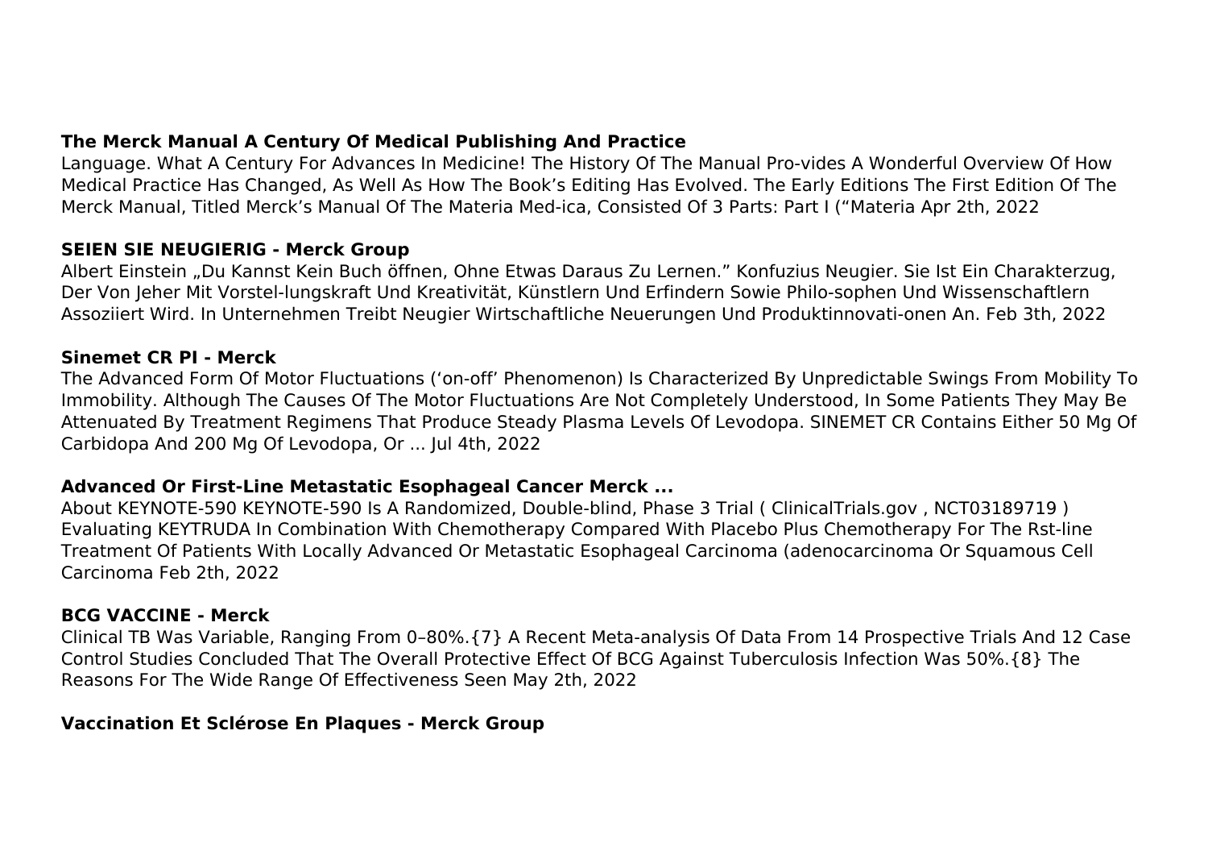**The Merck Manual A Century Of Medical Publishing And Practice**

Language. What A Century For Advances In Medicine! The History Of The Manual Pro-vides A Wonderful Overview Of How Medical Practice Has Changed, As Well As How The Book's Editing Has Evolved. The Early Editions The First Edition Of The Merck Manual, Titled Merck's Manual Of The Materia Med-ica, Consisted Of 3 Parts: Part I ("Materia Apr 2th, 2022

**SEIEN SIE NEUGIERIG - Merck Group**

Albert Einstein „Du Kannst Kein Buch öffnen, Ohne Etwas Daraus Zu Lernen." Konfuzius Neugier. Sie Ist Ein Charakterzug, Der Von Jeher Mit Vorstel-lungskraft Und Kreativität, Künstlern Und Erfindern Sowie Philo-sophen Und Wissenschaftlern Assoziiert Wird. In Unternehmen Treibt Neugier Wirtschaftliche Neuerungen Und Produktinnovati-onen An. Feb 3th, 2022

**Sinemet CR PI - Merck**

The Advanced Form Of Motor Fluctuations ('on-off' Phenomenon) Is Characterized By Unpredictable Swings From Mobility To Immobility. Although The Causes Of The Motor Fluctuations Are Not Completely Understood, In Some Patients They May Be Attenuated By Treatment Regimens That Produce Steady Plasma Levels Of Levodopa. SINEMET CR Contains Either 50 Mg Of Carbidopa And 200 Mg Of Levodopa, Or ... Jul 4th, 2022

**Advanced Or First-Line Metastatic Esophageal Cancer Merck ...**

About KEYNOTE-590 KEYNOTE-590 Is A Randomized, Double-blind, Phase 3 Trial ( ClinicalTrials.gov , NCT03189719 ) Evaluating KEYTRUDA In Combination With Chemotherapy Compared With Placebo Plus Chemotherapy For The Rst-line Treatment Of Patients With Locally Advanced Or Metastatic Esophageal Carcinoma (adenocarcinoma Or Squamous Cell Carcinoma Feb 2th, 2022

**BCG VACCINE - Merck**

Clinical TB Was Variable, Ranging From 0–80%.{7} A Recent Meta-analysis Of Data From 14 Prospective Trials And 12 Case Control Studies Concluded That The Overall Protective Effect Of BCG Against Tuberculosis Infection Was 50%.{8} The Reasons For The Wide Range Of Effectiveness Seen May 2th, 2022

**Vaccination Et Sclérose En Plaques - Merck Group**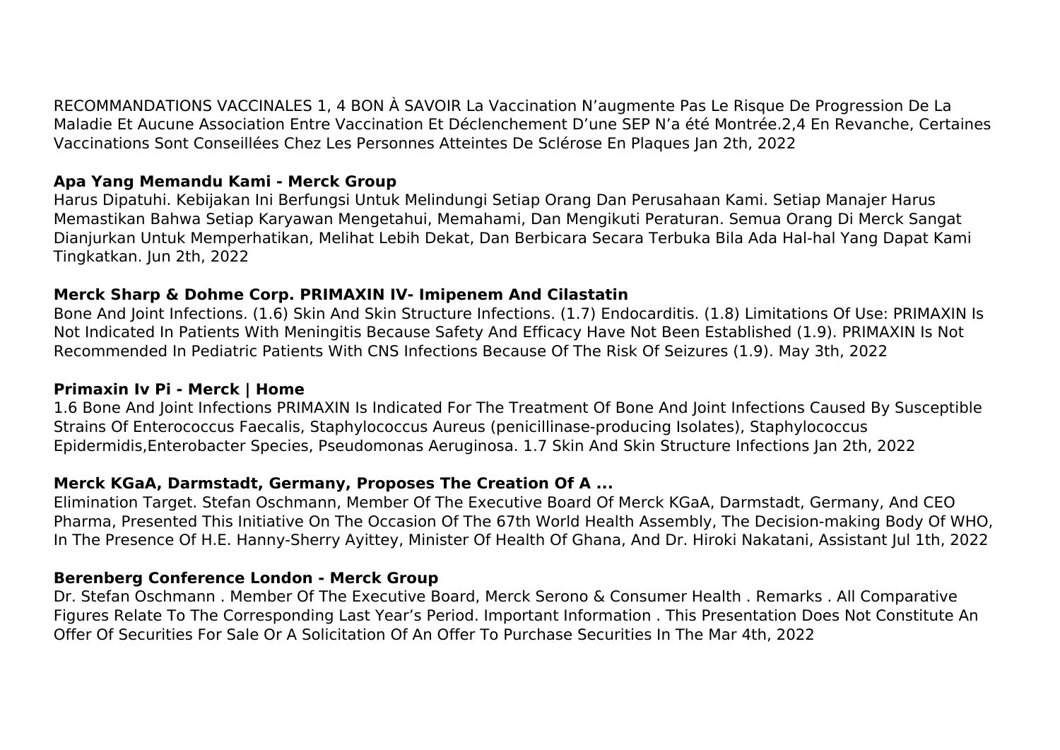RECOMMANDATIONS VACCINALES 1, 4 BON À SAVOIR La Vaccination N'augmente Pas Le Risque De Progression De La Maladie Et Aucune Association Entre Vaccination Et Déclenchement D'une SEP N'a été Montrée.2,4 En Revanche, Certaines Vaccinations Sont Conseillées Chez Les Personnes Atteintes De Sclérose En Plaques Jan 2th, 2022

**Apa Yang Memandu Kami - Merck Group**

Harus Dipatuhi. Kebijakan Ini Berfungsi Untuk Melindungi Setiap Orang Dan Perusahaan Kami. Setiap Manajer Harus Memastikan Bahwa Setiap Karyawan Mengetahui, Memahami, Dan Mengikuti Peraturan. Semua Orang Di Merck Sangat Dianjurkan Untuk Memperhatikan, Melihat Lebih Dekat, Dan Berbicara Secara Terbuka Bila Ada Hal-hal Yang Dapat Kami Tingkatkan. Jun 2th, 2022

**Merck Sharp & Dohme Corp. PRIMAXIN IV- Imipenem And Cilastatin**

Bone And Joint Infections. (1.6) Skin And Skin Structure Infections. (1.7) Endocarditis. (1.8) Limitations Of Use: PRIMAXIN Is Not Indicated In Patients With Meningitis Because Safety And Efficacy Have Not Been Established (1.9). PRIMAXIN Is Not Recommended In Pediatric Patients With CNS Infections Because Of The Risk Of Seizures (1.9). May 3th, 2022

**Primaxin Iv Pi - Merck | Home**

1.6 Bone And Joint Infections PRIMAXIN Is Indicated For The Treatment Of Bone And Joint Infections Caused By Susceptible Strains Of Enterococcus Faecalis, Staphylococcus Aureus (penicillinase-producing Isolates), Staphylococcus Epidermidis,Enterobacter Species, Pseudomonas Aeruginosa. 1.7 Skin And Skin Structure Infections Jan 2th, 2022

**Merck KGaA, Darmstadt, Germany, Proposes The Creation Of A ...**

Elimination Target. Stefan Oschmann, Member Of The Executive Board Of Merck KGaA, Darmstadt, Germany, And CEO Pharma, Presented This Initiative On The Occasion Of The 67th World Health Assembly, The Decision-making Body Of WHO, In The Presence Of H.E. Hanny-Sherry Ayittey, Minister Of Health Of Ghana, And Dr. Hiroki Nakatani, Assistant Jul 1th, 2022

**Berenberg Conference London - Merck Group**

Dr. Stefan Oschmann . Member Of The Executive Board, Merck Serono & Consumer Health . Remarks . All Comparative Figures Relate To The Corresponding Last Year's Period. Important Information . This Presentation Does Not Constitute An Offer Of Securities For Sale Or A Solicitation Of An Offer To Purchase Securities In The Mar 4th, 2022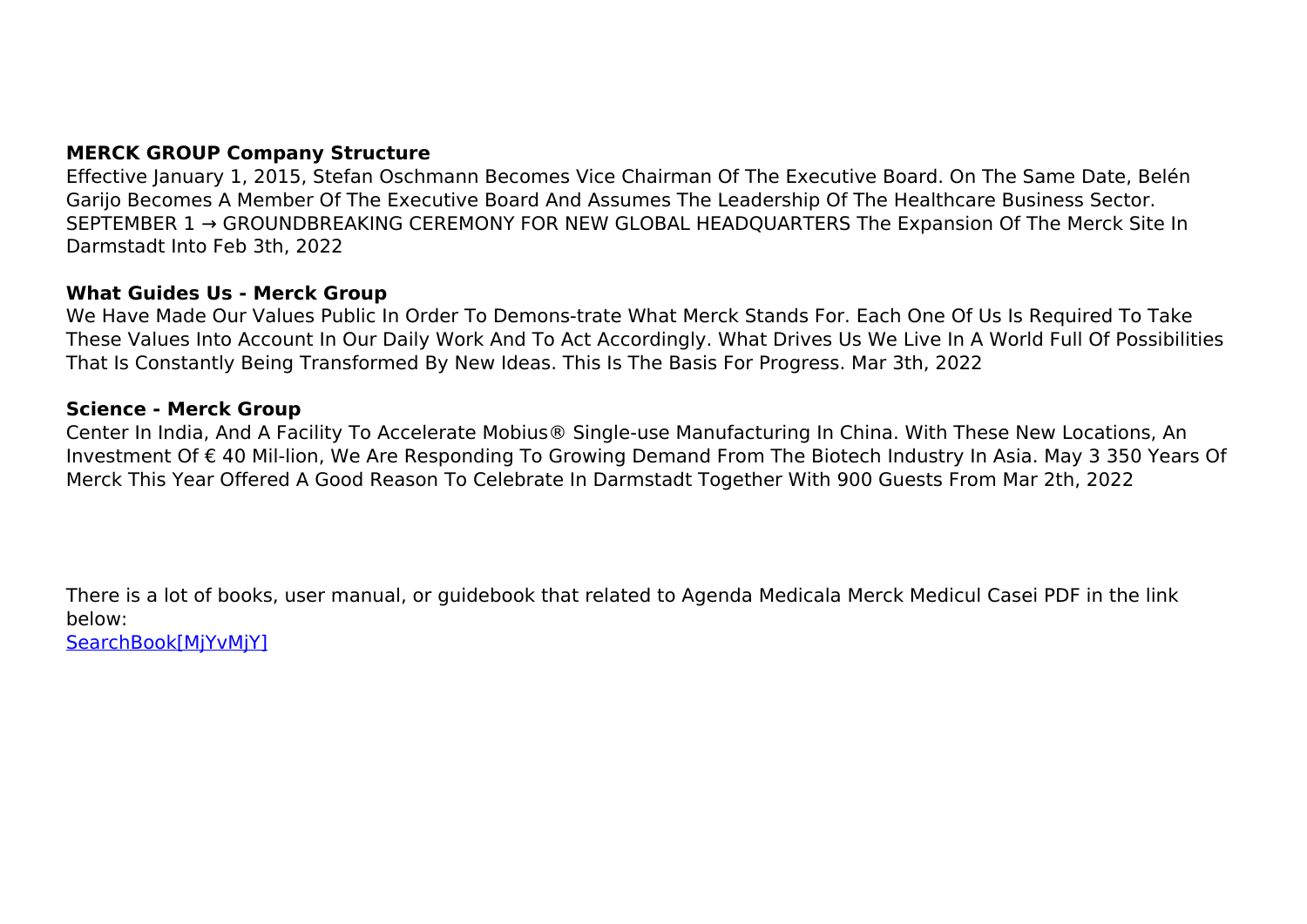**MERCK GROUP Company Structure**

Effective January 1, 2015, Stefan Oschmann Becomes Vice Chairman Of The Executive Board. On The Same Date, Belén Garijo Becomes A Member Of The Executive Board And Assumes The Leadership Of The Healthcare Business Sector. SEPTEMBER 1 → GROUNDBREAKING CEREMONY FOR NEW GLOBAL HEADQUARTERS The Expansion Of The Merck Site In Darmstadt Into Feb 3th, 2022

**What Guides Us - Merck Group**

We Have Made Our Values Public In Order To Demons-trate What Merck Stands For. Each One Of Us Is Required To Take These Values Into Account In Our Daily Work And To Act Accordingly. What Drives Us We Live In A World Full Of Possibilities That Is Constantly Being Transformed By New Ideas. This Is The Basis For Progress. Mar 3th, 2022

**Science - Merck Group**

Center In India, And A Facility To Accelerate Mobius® Single-use Manufacturing In China. With These New Locations, An Investment Of € 40 Mil-lion, We Are Responding To Growing Demand From The Biotech Industry In Asia. May 3 350 Years Of Merck This Year Offered A Good Reason To Celebrate In Darmstadt Together With 900 Guests From Mar 2th, 2022

There is a lot of books, user manual, or guidebook that related to Agenda Medicala Merck Medicul Casei PDF in the link below:
[SearchBook[MjYvMjY]]